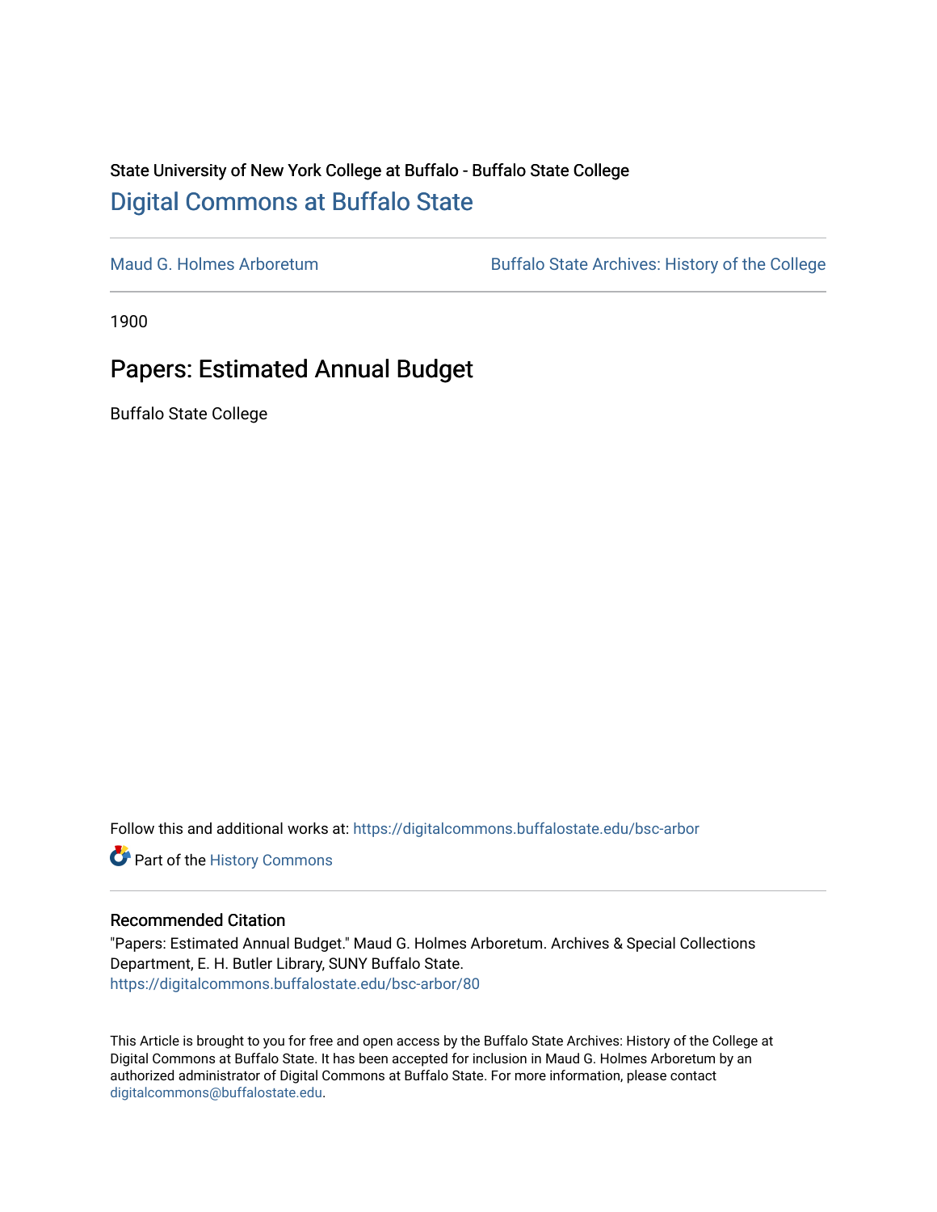State University of New York College at Buffalo - Buffalo State College

# Digital Commons at Buffalo State

Maud G. Holmes Arboretum | Buffalo State Archives: History of the College

1900

## Papers: Estimated Annual Budget

Buffalo State College

Follow this and additional works at: https://digitalcommons.buffalostate.edu/bsc-arbor

Part of the History Commons

### Recommended Citation

"Papers: Estimated Annual Budget." Maud G. Holmes Arboretum. Archives & Special Collections Department, E. H. Butler Library, SUNY Buffalo State.
https://digitalcommons.buffalostate.edu/bsc-arbor/80

This Article is brought to you for free and open access by the Buffalo State Archives: History of the College at Digital Commons at Buffalo State. It has been accepted for inclusion in Maud G. Holmes Arboretum by an authorized administrator of Digital Commons at Buffalo State. For more information, please contact digitalcommons@buffalostate.edu.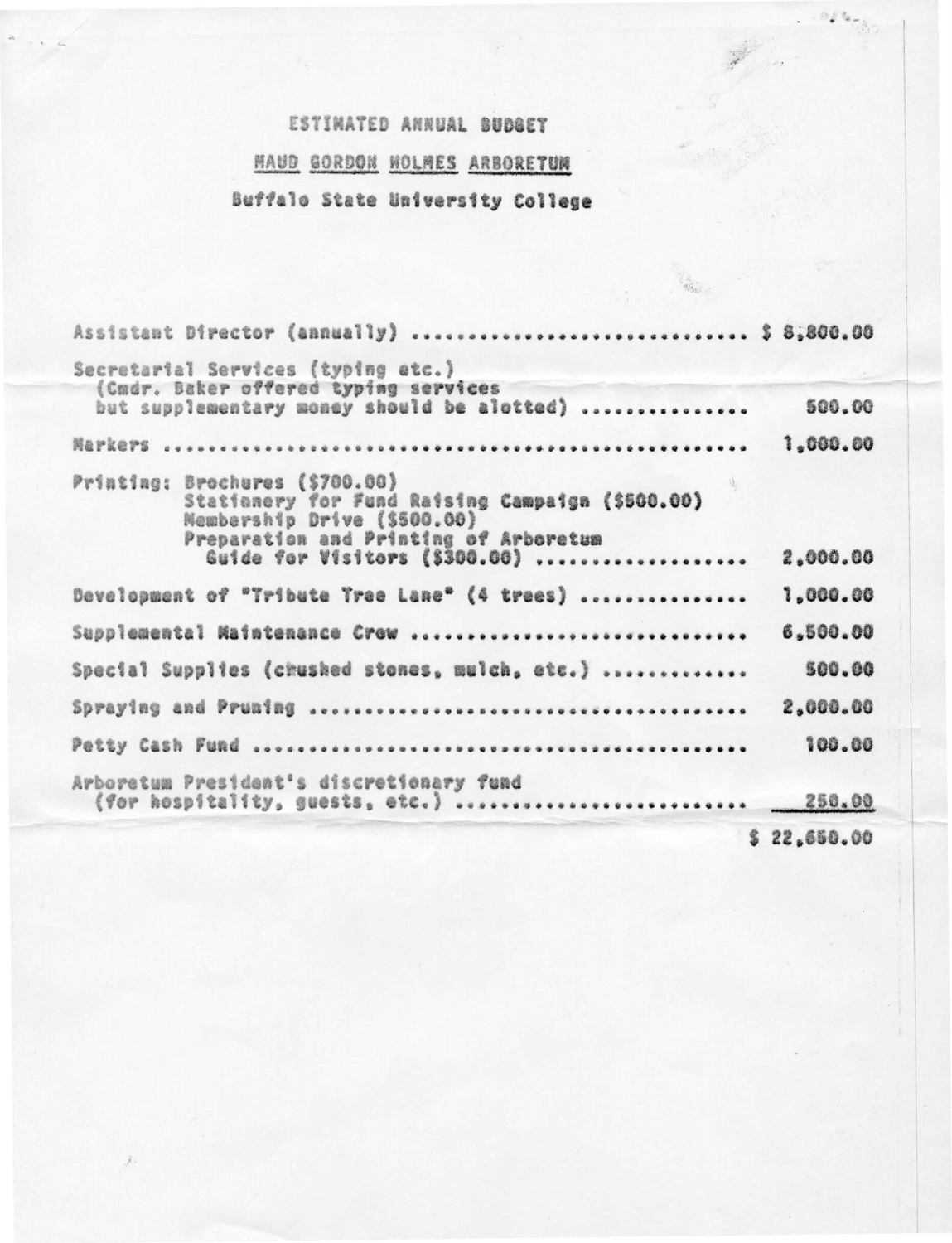# ESTIMATED ANNUAL BUDGET

## MAUD GORDON HOLMES ARBORETUM

### Buffalo State University College

| | |
|---|---|
| Assistant Director (annually) ............................... | $ 8,800.00 |
| Secretarial Services (typing etc.) (Cmdr. Baker offered typing services but supplementary money should be alotted) ............... | 500.00 |
| Markers ............................................. | 1,000.00 |
| Printing: Brochures ($700.00) Stationery for Fund Raising Campaign ($500.00) Membership Drive ($500.00) Preparation and Printing of Arboretum Guide for Visitors ($300.00) ................... | 2,000.00 |
| Development of "Tribute Tree Lane" (4 trees) ............... | 1,000.00 |
| Supplemental Maintenance Crew ............................... | 6,500.00 |
| Special Supplies (crushed stones, mulch, etc.) ............. | 500.00 |
| Spraying and Pruning ........................................ | 2,000.00 |
| Petty Cash Fund ............................................. | 100.00 |
| Arboretum President's discretionary fund (for hospitality, guests, etc.) .......................... | 250.00 |
| | $ 22,650.00 |